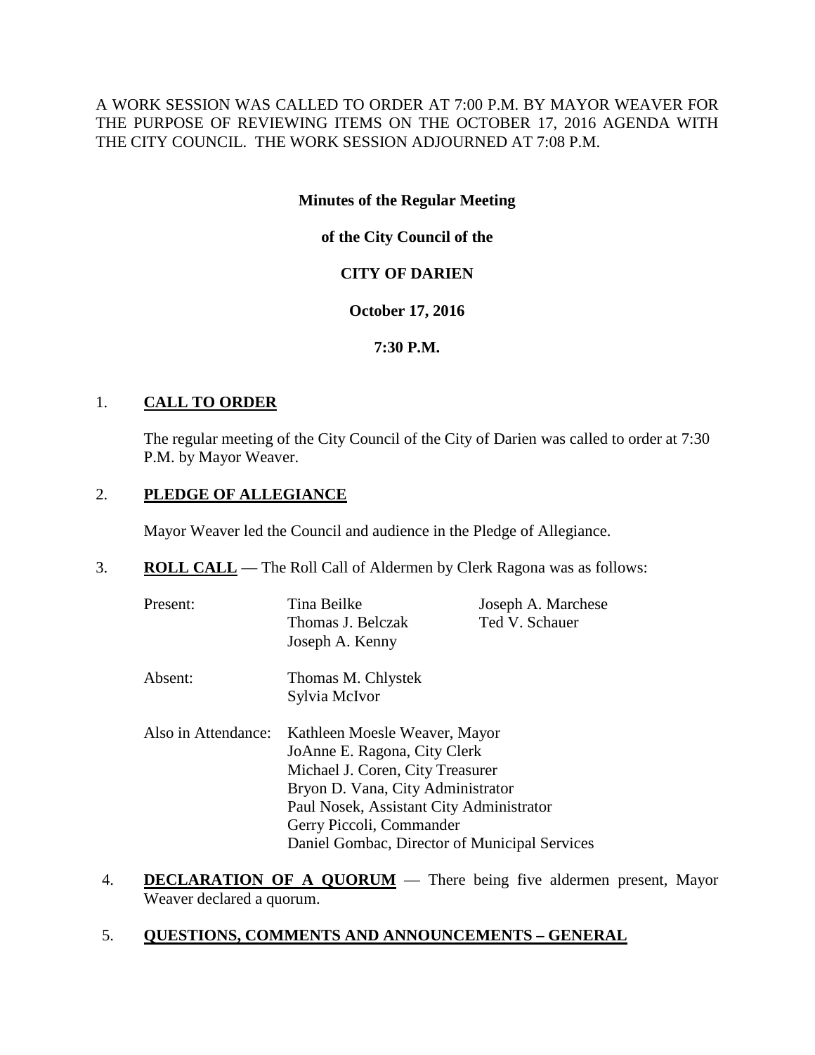A WORK SESSION WAS CALLED TO ORDER AT 7:00 P.M. BY MAYOR WEAVER FOR THE PURPOSE OF REVIEWING ITEMS ON THE OCTOBER 17, 2016 AGENDA WITH THE CITY COUNCIL. THE WORK SESSION ADJOURNED AT 7:08 P.M.

**Minutes of the Regular Meeting**

**of the City Council of the**

**CITY OF DARIEN**

**October 17, 2016**

**7:30 P.M.**

1. **CALL TO ORDER**

   The regular meeting of the City Council of the City of Darien was called to order at 7:30 P.M. by Mayor Weaver.

2. **PLEDGE OF ALLEGIANCE**

   Mayor Weaver led the Council and audience in the Pledge of Allegiance.

3. **ROLL CALL** — The Roll Call of Aldermen by Clerk Ragona was as follows:

   Present: Tina Beilke, Thomas J. Belczak, Joseph A. Kenny, Joseph A. Marchese, Ted V. Schauer

   Absent: Thomas M. Chlystek, Sylvia McIvor

   Also in Attendance:
   Kathleen Moesle Weaver, Mayor
   JoAnne E. Ragona, City Clerk
   Michael J. Coren, City Treasurer
   Bryon D. Vana, City Administrator
   Paul Nosek, Assistant City Administrator
   Gerry Piccoli, Commander
   Daniel Gombac, Director of Municipal Services

4. **DECLARATION OF A QUORUM** — There being five aldermen present, Mayor Weaver declared a quorum.

5. **QUESTIONS, COMMENTS AND ANNOUNCEMENTS – GENERAL**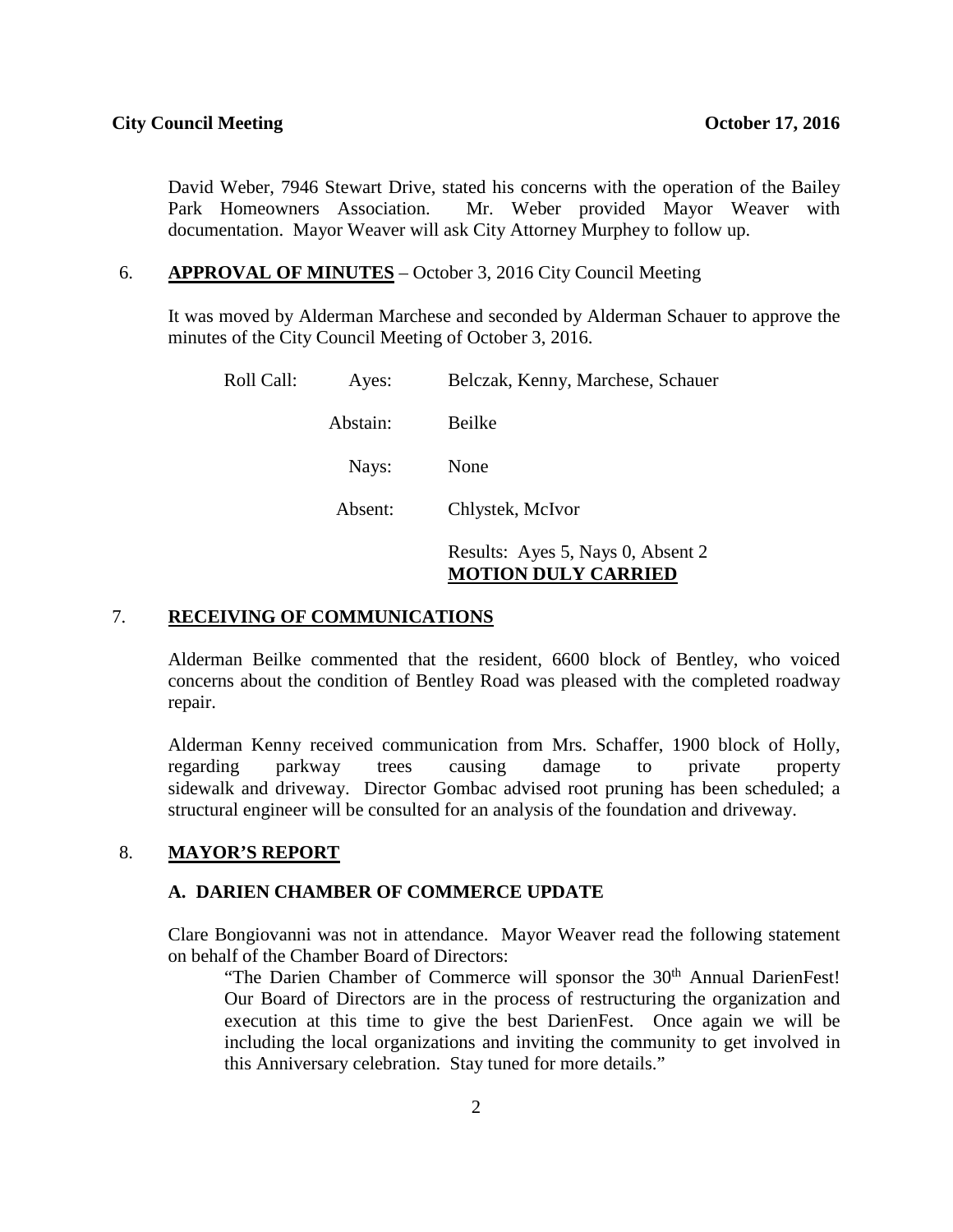David Weber, 7946 Stewart Drive, stated his concerns with the operation of the Bailey Park Homeowners Association. Mr. Weber provided Mayor Weaver with documentation. Mayor Weaver will ask City Attorney Murphey to follow up.

6. **APPROVAL OF MINUTES** – October 3, 2016 City Council Meeting

It was moved by Alderman Marchese and seconded by Alderman Schauer to approve the minutes of the City Council Meeting of October 3, 2016.

| | | |
|---|---|---|
| Roll Call: | Ayes: | Belczak, Kenny, Marchese, Schauer |
| | Abstain: | Beilke |
| | Nays: | None |
| | Absent: | Chlystek, McIvor |
| | | Results: Ayes 5, Nays 0, Absent 2 |
| | | **MOTION DULY CARRIED** |

7. **RECEIVING OF COMMUNICATIONS**

Alderman Beilke commented that the resident, 6600 block of Bentley, who voiced concerns about the condition of Bentley Road was pleased with the completed roadway repair.

Alderman Kenny received communication from Mrs. Schaffer, 1900 block of Holly, regarding parkway trees causing damage to private property sidewalk and driveway. Director Gombac advised root pruning has been scheduled; a structural engineer will be consulted for an analysis of the foundation and driveway.

8. **MAYOR'S REPORT**

**A. DARIEN CHAMBER OF COMMERCE UPDATE**

Clare Bongiovanni was not in attendance. Mayor Weaver read the following statement on behalf of the Chamber Board of Directors:

> "The Darien Chamber of Commerce will sponsor the 30th Annual DarienFest! Our Board of Directors are in the process of restructuring the organization and execution at this time to give the best DarienFest. Once again we will be including the local organizations and inviting the community to get involved in this Anniversary celebration. Stay tuned for more details."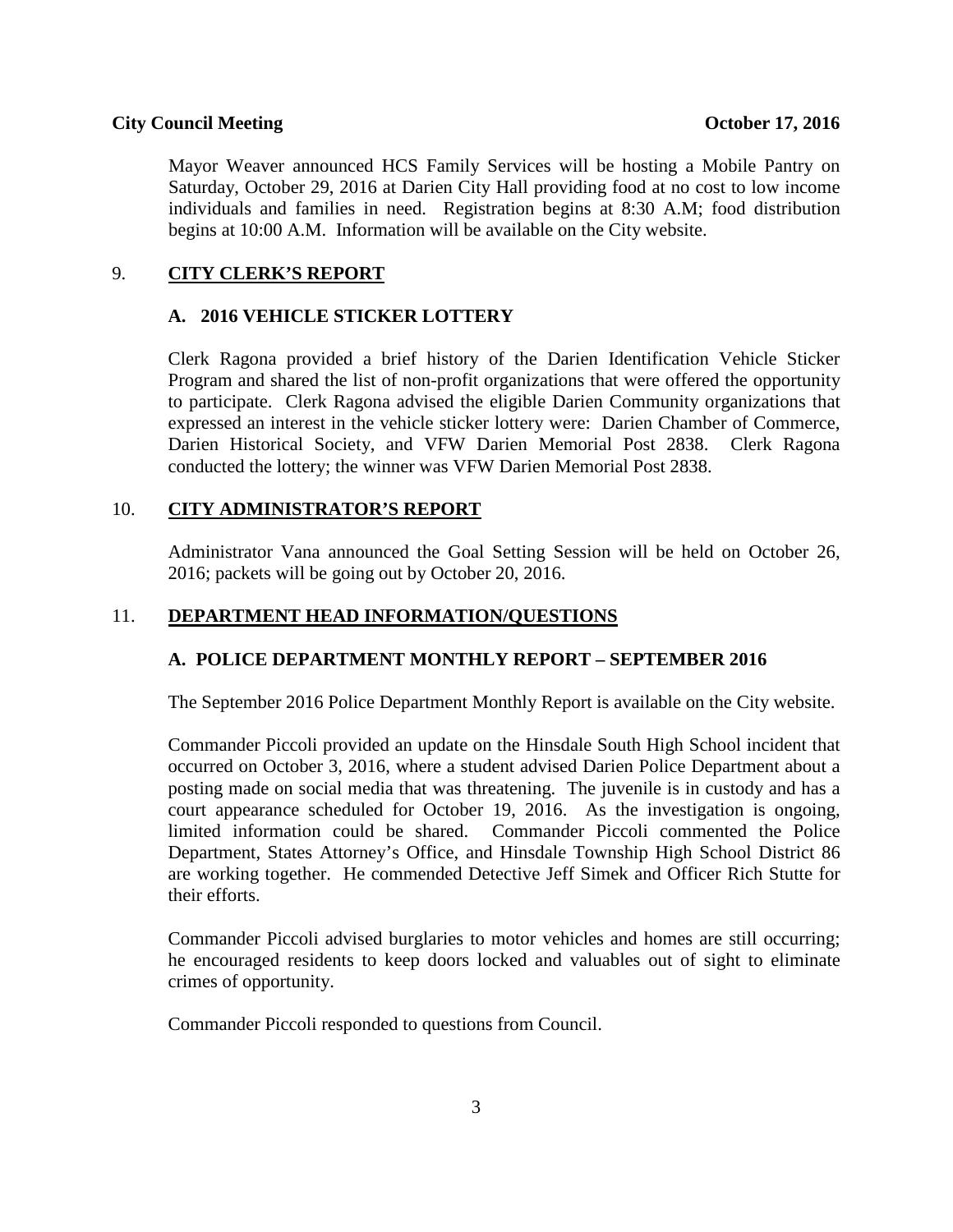Mayor Weaver announced HCS Family Services will be hosting a Mobile Pantry on Saturday, October 29, 2016 at Darien City Hall providing food at no cost to low income individuals and families in need. Registration begins at 8:30 A.M; food distribution begins at 10:00 A.M. Information will be available on the City website.

## 9. CITY CLERK'S REPORT

### A. 2016 VEHICLE STICKER LOTTERY

Clerk Ragona provided a brief history of the Darien Identification Vehicle Sticker Program and shared the list of non-profit organizations that were offered the opportunity to participate. Clerk Ragona advised the eligible Darien Community organizations that expressed an interest in the vehicle sticker lottery were: Darien Chamber of Commerce, Darien Historical Society, and VFW Darien Memorial Post 2838. Clerk Ragona conducted the lottery; the winner was VFW Darien Memorial Post 2838.

## 10. CITY ADMINISTRATOR'S REPORT

Administrator Vana announced the Goal Setting Session will be held on October 26, 2016; packets will be going out by October 20, 2016.

## 11. DEPARTMENT HEAD INFORMATION/QUESTIONS

### A. POLICE DEPARTMENT MONTHLY REPORT – SEPTEMBER 2016

The September 2016 Police Department Monthly Report is available on the City website.

Commander Piccoli provided an update on the Hinsdale South High School incident that occurred on October 3, 2016, where a student advised Darien Police Department about a posting made on social media that was threatening. The juvenile is in custody and has a court appearance scheduled for October 19, 2016. As the investigation is ongoing, limited information could be shared. Commander Piccoli commented the Police Department, States Attorney's Office, and Hinsdale Township High School District 86 are working together. He commended Detective Jeff Simek and Officer Rich Stutte for their efforts.

Commander Piccoli advised burglaries to motor vehicles and homes are still occurring; he encouraged residents to keep doors locked and valuables out of sight to eliminate crimes of opportunity.

Commander Piccoli responded to questions from Council.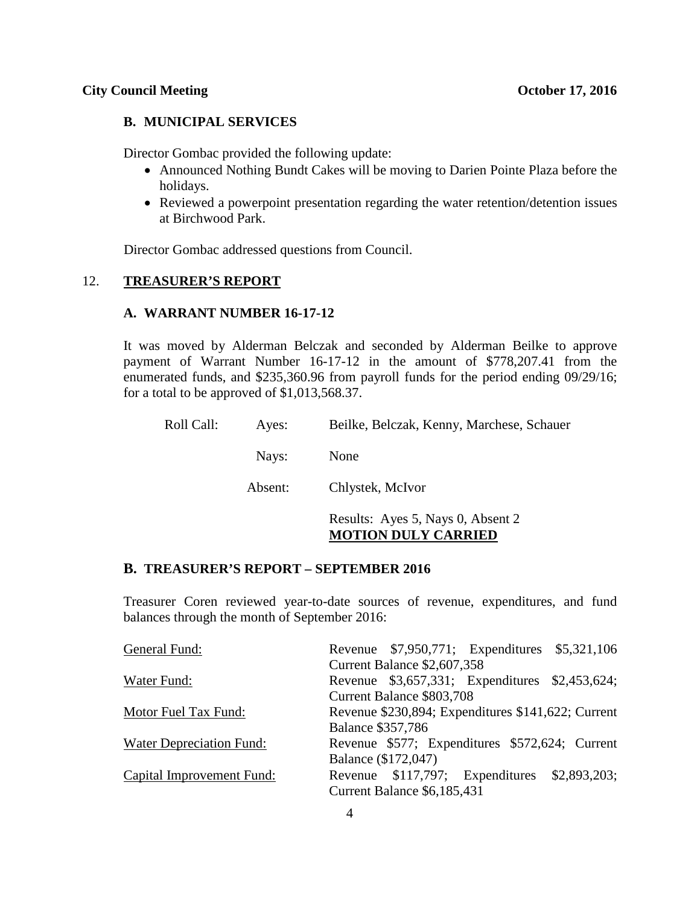### B. MUNICIPAL SERVICES

Director Gombac provided the following update:

- Announced Nothing Bundt Cakes will be moving to Darien Pointe Plaza before the holidays.
- Reviewed a powerpoint presentation regarding the water retention/detention issues at Birchwood Park.

Director Gombac addressed questions from Council.

## 12. TREASURER'S REPORT

### A. WARRANT NUMBER 16-17-12

It was moved by Alderman Belczak and seconded by Alderman Beilke to approve payment of Warrant Number 16-17-12 in the amount of $778,207.41 from the enumerated funds, and $235,360.96 from payroll funds for the period ending 09/29/16; for a total to be approved of $1,013,568.37.

| | | |
|---|---|---|
| Roll Call: | Ayes: | Beilke, Belczak, Kenny, Marchese, Schauer |
| | Nays: | None |
| | Absent: | Chlystek, McIvor |
| | | Results: Ayes 5, Nays 0, Absent 2 **MOTION DULY CARRIED** |

### B. TREASURER'S REPORT – SEPTEMBER 2016

Treasurer Coren reviewed year-to-date sources of revenue, expenditures, and fund balances through the month of September 2016:

| | |
|---|---|
| General Fund: | Revenue $7,950,771; Expenditures $5,321,106 Current Balance $2,607,358 |
| Water Fund: | Revenue $3,657,331; Expenditures $2,453,624; Current Balance $803,708 |
| Motor Fuel Tax Fund: | Revenue $230,894; Expenditures $141,622; Current Balance $357,786 |
| Water Depreciation Fund: | Revenue $577; Expenditures $572,624; Current Balance ($172,047) |
| Capital Improvement Fund: | Revenue $117,797; Expenditures $2,893,203; Current Balance $6,185,431 |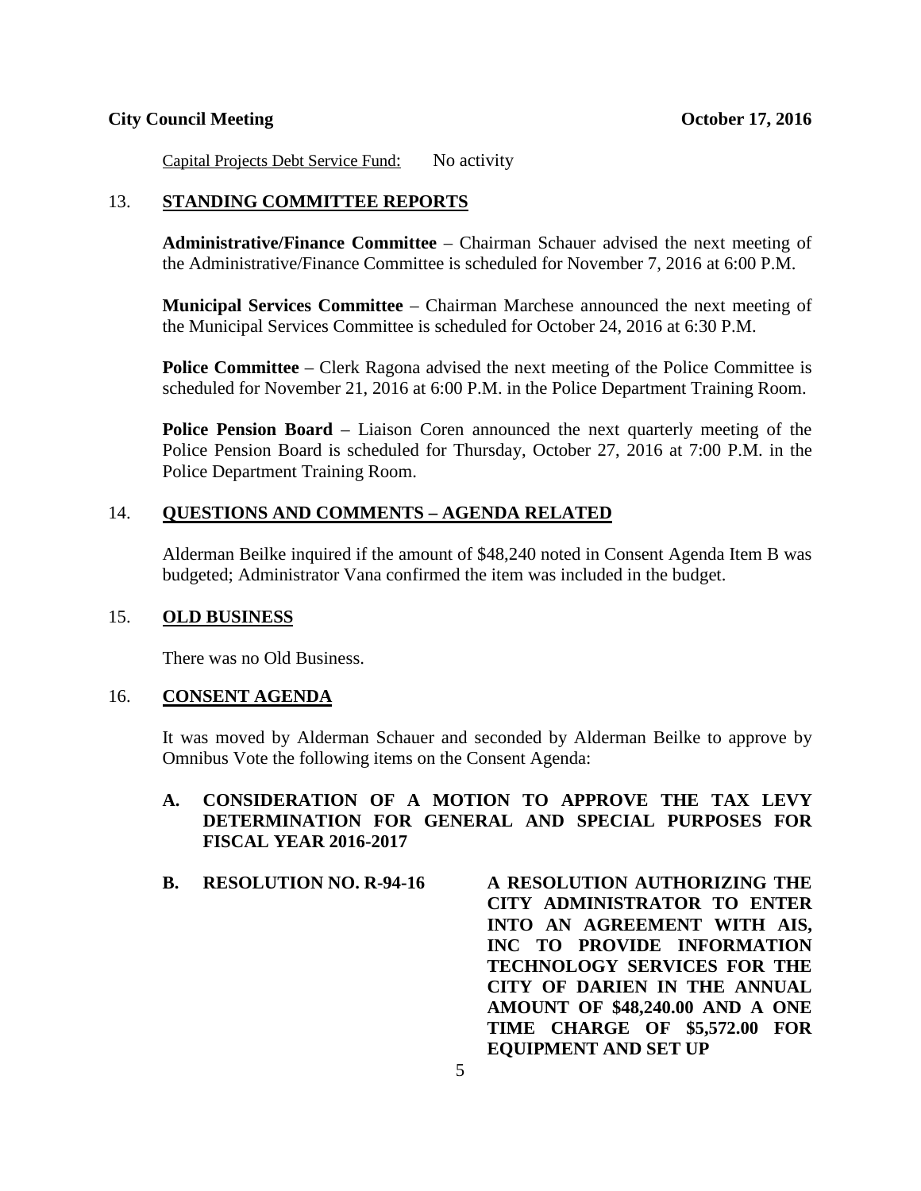Capital Projects Debt Service Fund: No activity

## 13. STANDING COMMITTEE REPORTS

**Administrative/Finance Committee** – Chairman Schauer advised the next meeting of the Administrative/Finance Committee is scheduled for November 7, 2016 at 6:00 P.M.

**Municipal Services Committee** – Chairman Marchese announced the next meeting of the Municipal Services Committee is scheduled for October 24, 2016 at 6:30 P.M.

**Police Committee** – Clerk Ragona advised the next meeting of the Police Committee is scheduled for November 21, 2016 at 6:00 P.M. in the Police Department Training Room.

**Police Pension Board** – Liaison Coren announced the next quarterly meeting of the Police Pension Board is scheduled for Thursday, October 27, 2016 at 7:00 P.M. in the Police Department Training Room.

## 14. QUESTIONS AND COMMENTS – AGENDA RELATED

Alderman Beilke inquired if the amount of $48,240 noted in Consent Agenda Item B was budgeted; Administrator Vana confirmed the item was included in the budget.

## 15. OLD BUSINESS

There was no Old Business.

## 16. CONSENT AGENDA

It was moved by Alderman Schauer and seconded by Alderman Beilke to approve by Omnibus Vote the following items on the Consent Agenda:

**A. CONSIDERATION OF A MOTION TO APPROVE THE TAX LEVY DETERMINATION FOR GENERAL AND SPECIAL PURPOSES FOR FISCAL YEAR 2016-2017**

**B. RESOLUTION NO. R-94-16** **A RESOLUTION AUTHORIZING THE CITY ADMINISTRATOR TO ENTER INTO AN AGREEMENT WITH AIS, INC TO PROVIDE INFORMATION TECHNOLOGY SERVICES FOR THE CITY OF DARIEN IN THE ANNUAL AMOUNT OF $48,240.00 AND A ONE TIME CHARGE OF $5,572.00 FOR EQUIPMENT AND SET UP**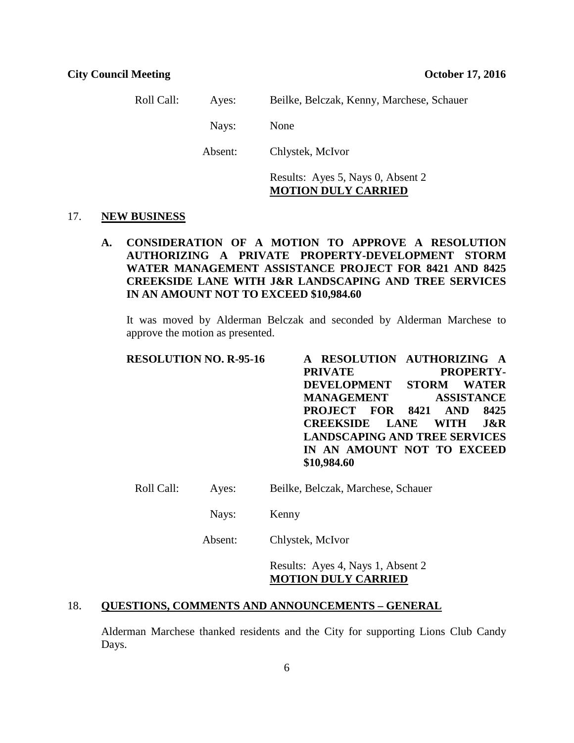Roll Call: Ayes: Beilke, Belczak, Kenny, Marchese, Schauer

Nays: None

Absent: Chlystek, McIvor

Results: Ayes 5, Nays 0, Absent 2
**MOTION DULY CARRIED**

## 17. NEW BUSINESS

**A. CONSIDERATION OF A MOTION TO APPROVE A RESOLUTION AUTHORIZING A PRIVATE PROPERTY-DEVELOPMENT STORM WATER MANAGEMENT ASSISTANCE PROJECT FOR 8421 AND 8425 CREEKSIDE LANE WITH J&R LANDSCAPING AND TREE SERVICES IN AN AMOUNT NOT TO EXCEED $10,984.60**

It was moved by Alderman Belczak and seconded by Alderman Marchese to approve the motion as presented.

**RESOLUTION NO. R-95-16** **A RESOLUTION AUTHORIZING A PRIVATE PROPERTY-DEVELOPMENT STORM WATER MANAGEMENT ASSISTANCE PROJECT FOR 8421 AND 8425 CREEKSIDE LANE WITH J&R LANDSCAPING AND TREE SERVICES IN AN AMOUNT NOT TO EXCEED $10,984.60**

Roll Call: Ayes: Beilke, Belczak, Marchese, Schauer

Nays: Kenny

Absent: Chlystek, McIvor

Results: Ayes 4, Nays 1, Absent 2
**MOTION DULY CARRIED**

## 18. QUESTIONS, COMMENTS AND ANNOUNCEMENTS – GENERAL

Alderman Marchese thanked residents and the City for supporting Lions Club Candy Days.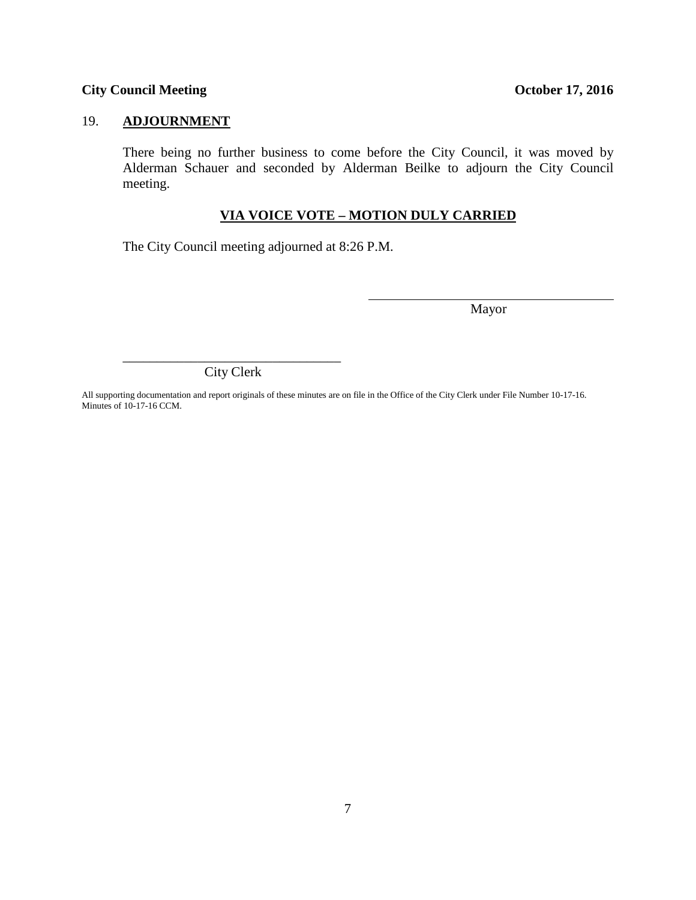19. **ADJOURNMENT**

There being no further business to come before the City Council, it was moved by Alderman Schauer and seconded by Alderman Beilke to adjourn the City Council meeting.

**VIA VOICE VOTE – MOTION DULY CARRIED**

The City Council meeting adjourned at 8:26 P.M.

\_\_\_\_\_\_\_\_\_\_\_\_\_\_\_\_\_\_\_\_\_\_\_\_\_\_\_\_\_\_\_\_\_\_\_\_
Mayor

\_\_\_\_\_\_\_\_\_\_\_\_\_\_\_\_\_\_\_\_\_\_\_\_\_\_\_\_\_\_\_\_\_\_
City Clerk

All supporting documentation and report originals of these minutes are on file in the Office of the City Clerk under File Number 10-17-16.
Minutes of 10-17-16 CCM.